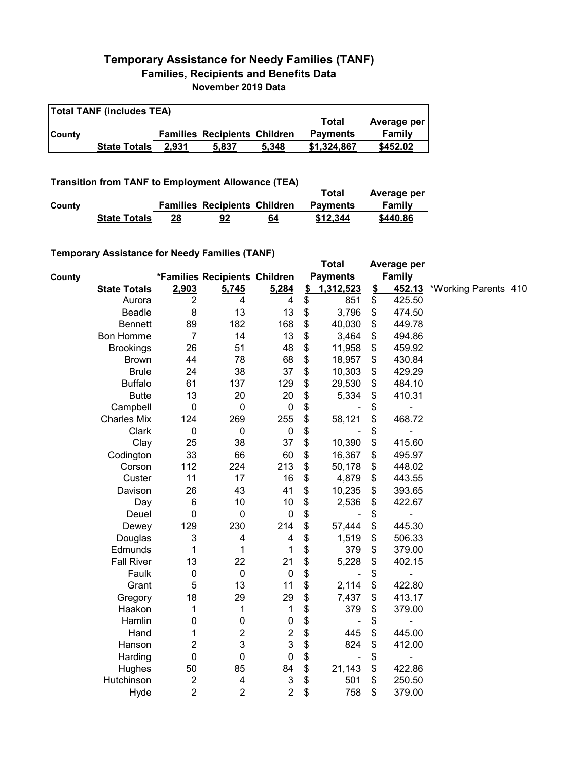# Temporary Assistance for Needy Families (TANF)

## Families, Recipients and Benefits Data

### November 2019 Data

**Total TANF (includes TEA)**

| County | | Families | Recipients | Children | Total Payments | Average per Family |
|---|---|---|---|---|---|---|
| | **State Totals** | **2,931** | **5,837** | **5,348** | **$1,324,867** | **$452.02** |

**Transition from TANF to Employment Allowance (TEA)**

| County | | Families | Recipients | Children | Total Payments | Average per Family |
|---|---|---|---|---|---|---|
| | **State Totals** | **28** | **92** | **64** | **$12,344** | **$440.86** |

**Temporary Assistance for Needy Families (TANF)**

| County | | *Families | Recipients | Children | Total Payments | Average per Family | |
|---|---|---|---|---|---|---|---|
| | **State Totals** | **2,903** | **5,745** | **5,284** | **$ 1,312,523** | **$ 452.13** | *Working Parents 410 |
| | Aurora | 2 | 4 | 4 | $ 851 | $ 425.50 | |
| | Beadle | 8 | 13 | 13 | $ 3,796 | $ 474.50 | |
| | Bennett | 89 | 182 | 168 | $ 40,030 | $ 449.78 | |
| | Bon Homme | 7 | 14 | 13 | $ 3,464 | $ 494.86 | |
| | Brookings | 26 | 51 | 48 | $ 11,958 | $ 459.92 | |
| | Brown | 44 | 78 | 68 | $ 18,957 | $ 430.84 | |
| | Brule | 24 | 38 | 37 | $ 10,303 | $ 429.29 | |
| | Buffalo | 61 | 137 | 129 | $ 29,530 | $ 484.10 | |
| | Butte | 13 | 20 | 20 | $ 5,334 | $ 410.31 | |
| | Campbell | 0 | 0 | 0 | $ - | $ - | |
| | Charles Mix | 124 | 269 | 255 | $ 58,121 | $ 468.72 | |
| | Clark | 0 | 0 | 0 | $ - | $ - | |
| | Clay | 25 | 38 | 37 | $ 10,390 | $ 415.60 | |
| | Codington | 33 | 66 | 60 | $ 16,367 | $ 495.97 | |
| | Corson | 112 | 224 | 213 | $ 50,178 | $ 448.02 | |
| | Custer | 11 | 17 | 16 | $ 4,879 | $ 443.55 | |
| | Davison | 26 | 43 | 41 | $ 10,235 | $ 393.65 | |
| | Day | 6 | 10 | 10 | $ 2,536 | $ 422.67 | |
| | Deuel | 0 | 0 | 0 | $ - | $ - | |
| | Dewey | 129 | 230 | 214 | $ 57,444 | $ 445.30 | |
| | Douglas | 3 | 4 | 4 | $ 1,519 | $ 506.33 | |
| | Edmunds | 1 | 1 | 1 | $ 379 | $ 379.00 | |
| | Fall River | 13 | 22 | 21 | $ 5,228 | $ 402.15 | |
| | Faulk | 0 | 0 | 0 | $ - | $ - | |
| | Grant | 5 | 13 | 11 | $ 2,114 | $ 422.80 | |
| | Gregory | 18 | 29 | 29 | $ 7,437 | $ 413.17 | |
| | Haakon | 1 | 1 | 1 | $ 379 | $ 379.00 | |
| | Hamlin | 0 | 0 | 0 | $ - | $ - | |
| | Hand | 1 | 2 | 2 | $ 445 | $ 445.00 | |
| | Hanson | 2 | 3 | 3 | $ 824 | $ 412.00 | |
| | Harding | 0 | 0 | 0 | $ - | $ - | |
| | Hughes | 50 | 85 | 84 | $ 21,143 | $ 422.86 | |
| | Hutchinson | 2 | 4 | 3 | $ 501 | $ 250.50 | |
| | Hyde | 2 | 2 | 2 | $ 758 | $ 379.00 | |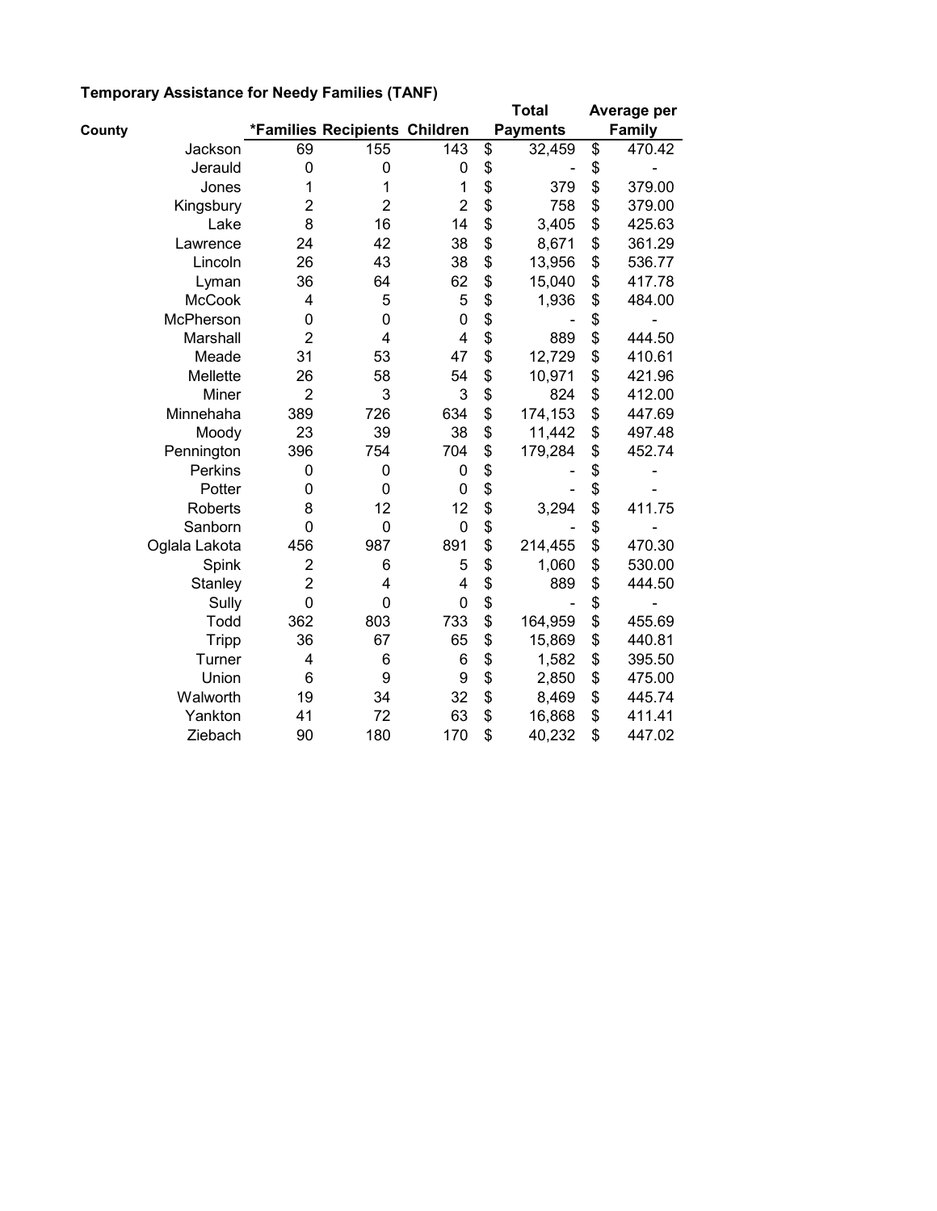**Temporary Assistance for Needy Families (TANF)**

| County | *Families | Recipients | Children | Total Payments | Average per Family |
|---|---|---|---|---|---|
| Jackson | 69 | 155 | 143 | $ 32,459 | $ 470.42 |
| Jerauld | 0 | 0 | 0 | $ - | $ - |
| Jones | 1 | 1 | 1 | $ 379 | $ 379.00 |
| Kingsbury | 2 | 2 | 2 | $ 758 | $ 379.00 |
| Lake | 8 | 16 | 14 | $ 3,405 | $ 425.63 |
| Lawrence | 24 | 42 | 38 | $ 8,671 | $ 361.29 |
| Lincoln | 26 | 43 | 38 | $ 13,956 | $ 536.77 |
| Lyman | 36 | 64 | 62 | $ 15,040 | $ 417.78 |
| McCook | 4 | 5 | 5 | $ 1,936 | $ 484.00 |
| McPherson | 0 | 0 | 0 | $ - | $ - |
| Marshall | 2 | 4 | 4 | $ 889 | $ 444.50 |
| Meade | 31 | 53 | 47 | $ 12,729 | $ 410.61 |
| Mellette | 26 | 58 | 54 | $ 10,971 | $ 421.96 |
| Miner | 2 | 3 | 3 | $ 824 | $ 412.00 |
| Minnehaha | 389 | 726 | 634 | $ 174,153 | $ 447.69 |
| Moody | 23 | 39 | 38 | $ 11,442 | $ 497.48 |
| Pennington | 396 | 754 | 704 | $ 179,284 | $ 452.74 |
| Perkins | 0 | 0 | 0 | $ - | $ - |
| Potter | 0 | 0 | 0 | $ - | $ - |
| Roberts | 8 | 12 | 12 | $ 3,294 | $ 411.75 |
| Sanborn | 0 | 0 | 0 | $ - | $ - |
| Oglala Lakota | 456 | 987 | 891 | $ 214,455 | $ 470.30 |
| Spink | 2 | 6 | 5 | $ 1,060 | $ 530.00 |
| Stanley | 2 | 4 | 4 | $ 889 | $ 444.50 |
| Sully | 0 | 0 | 0 | $ - | $ - |
| Todd | 362 | 803 | 733 | $ 164,959 | $ 455.69 |
| Tripp | 36 | 67 | 65 | $ 15,869 | $ 440.81 |
| Turner | 4 | 6 | 6 | $ 1,582 | $ 395.50 |
| Union | 6 | 9 | 9 | $ 2,850 | $ 475.00 |
| Walworth | 19 | 34 | 32 | $ 8,469 | $ 445.74 |
| Yankton | 41 | 72 | 63 | $ 16,868 | $ 411.41 |
| Ziebach | 90 | 180 | 170 | $ 40,232 | $ 447.02 |